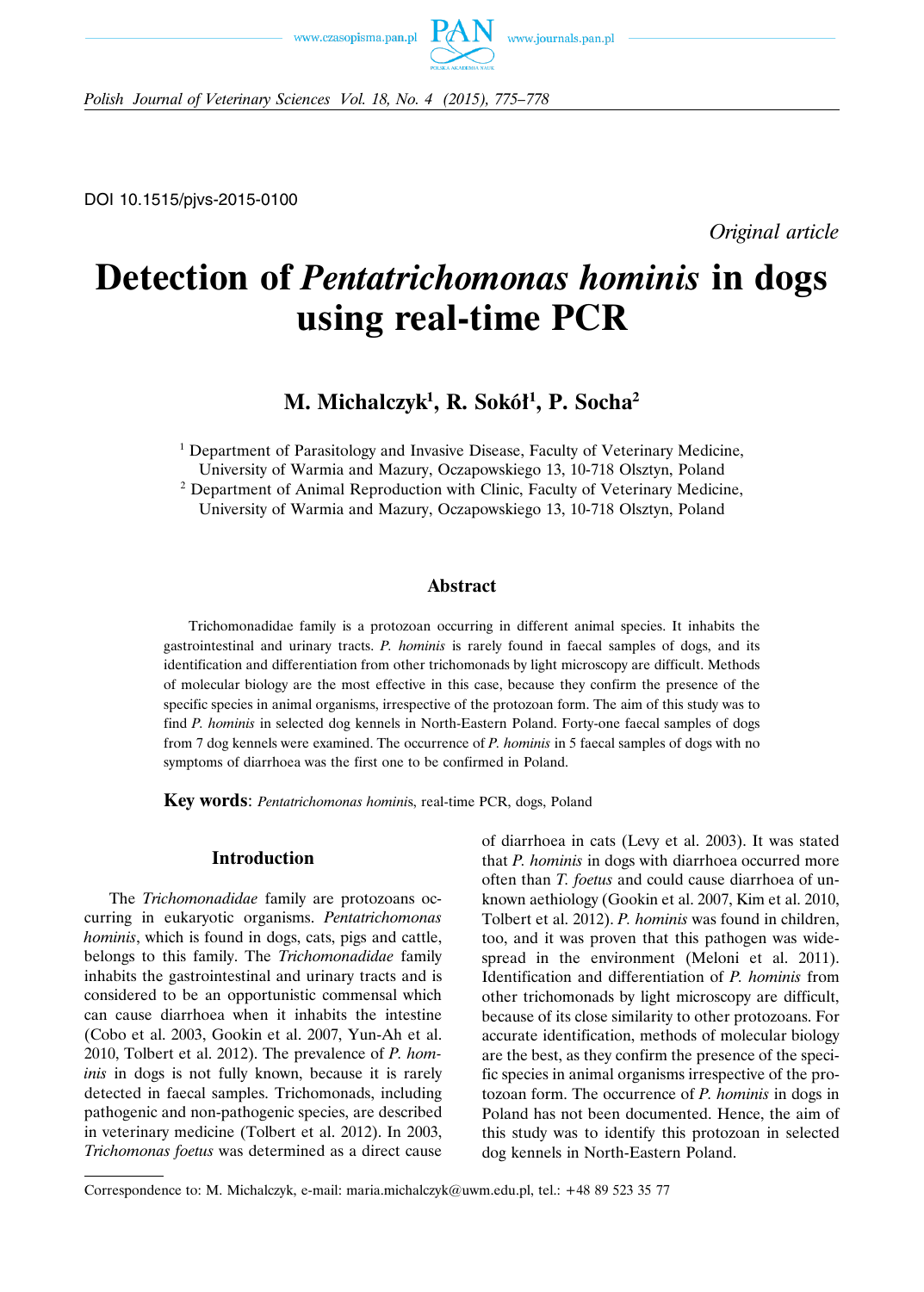DOI 10.1515/pjvs-2015-0100

*Original article*

# Detection of *Pentatrichomonas hominis* in dogs using real-time PCR

## M. Michalczyk[1], R. Sokół[1], P. Socha[2]

[1] Department of Parasitology and Invasive Disease, Faculty of Veterinary Medicine, University of Warmia and Mazury, Oczapowskiego 13, 10-718 Olsztyn, Poland

[2] Department of Animal Reproduction with Clinic, Faculty of Veterinary Medicine, University of Warmia and Mazury, Oczapowskiego 13, 10-718 Olsztyn, Poland

### Abstract

Trichomonadidae family is a protozoan occurring in different animal species. It inhabits the gastrointestinal and urinary tracts. *P. hominis* is rarely found in faecal samples of dogs, and its identification and differentiation from other trichomonads by light microscopy are difficult. Methods of molecular biology are the most effective in this case, because they confirm the presence of the specific species in animal organisms, irrespective of the protozoan form. The aim of this study was to find *P. hominis* in selected dog kennels in North-Eastern Poland. Forty-one faecal samples of dogs from 7 dog kennels were examined. The occurrence of *P. hominis* in 5 faecal samples of dogs with no symptoms of diarrhoea was the first one to be confirmed in Poland.

**Key words**: *Pentatrichomonas hominis*, real-time PCR, dogs, Poland

### Introduction

The *Trichomonadidae* family are protozoans occurring in eukaryotic organisms. *Pentatrichomonas hominis*, which is found in dogs, cats, pigs and cattle, belongs to this family. The *Trichomonadidae* family inhabits the gastrointestinal and urinary tracts and is considered to be an opportunistic commensal which can cause diarrhoea when it inhabits the intestine (Cobo et al. 2003, Gookin et al. 2007, Yun-Ah et al. 2010, Tolbert et al. 2012). The prevalence of *P. hominis* in dogs is not fully known, because it is rarely detected in faecal samples. Trichomonads, including pathogenic and non-pathogenic species, are described in veterinary medicine (Tolbert et al. 2012). In 2003, *Trichomonas foetus* was determined as a direct cause of diarrhoea in cats (Levy et al. 2003). It was stated that *P. hominis* in dogs with diarrhoea occurred more often than *T. foetus* and could cause diarrhoea of unknown aethiology (Gookin et al. 2007, Kim et al. 2010, Tolbert et al. 2012). *P. hominis* was found in children, too, and it was proven that this pathogen was widespread in the environment (Meloni et al. 2011). Identification and differentiation of *P. hominis* from other trichomonads by light microscopy are difficult, because of its close similarity to other protozoans. For accurate identification, methods of molecular biology are the best, as they confirm the presence of the specific species in animal organisms irrespective of the protozoan form. The occurrence of *P. hominis* in dogs in Poland has not been documented. Hence, the aim of this study was to identify this protozoan in selected dog kennels in North-Eastern Poland.

Correspondence to: M. Michalczyk, e-mail: maria.michalczyk@uwm.edu.pl, tel.: +48 89 523 35 77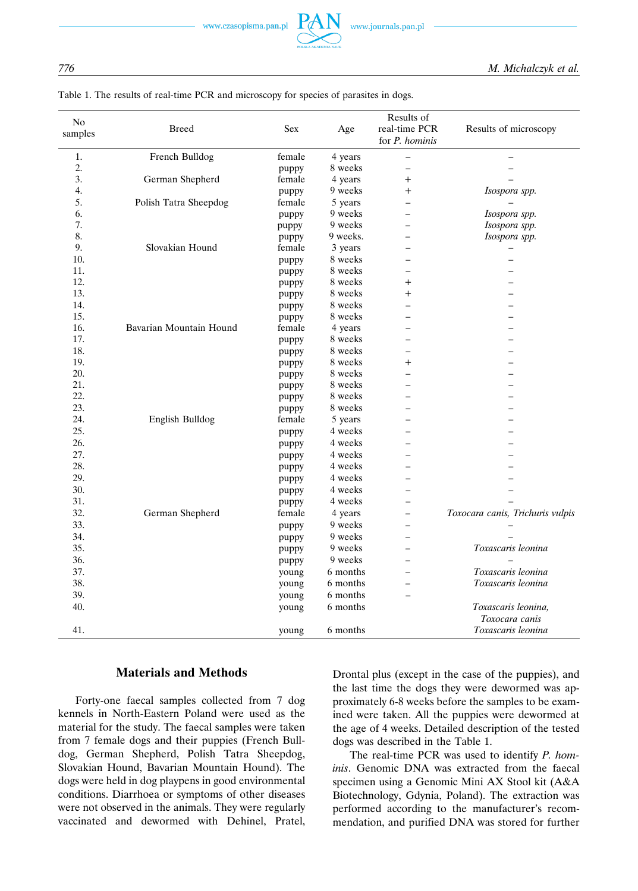Table 1. The results of real-time PCR and microscopy for species of parasites in dogs.

| No samples | Breed | Sex | Age | Results of real-time PCR for *P. hominis* | Results of microscopy |
|---|---|---|---|---|---|
| 1. | French Bulldog | female | 4 years | – | – |
| 2. | | puppy | 8 weeks | – | – |
| 3. | German Shepherd | female | 4 years | + | – |
| 4. | | puppy | 9 weeks | + | *Isospora spp.* |
| 5. | Polish Tatra Sheepdog | female | 5 years | – | – |
| 6. | | puppy | 9 weeks | – | *Isospora spp.* |
| 7. | | puppy | 9 weeks | – | *Isospora spp.* |
| 8. | | puppy | 9 weeks. | – | *Isospora spp.* |
| 9. | Slovakian Hound | female | 3 years | – | – |
| 10. | | puppy | 8 weeks | – | – |
| 11. | | puppy | 8 weeks | – | – |
| 12. | | puppy | 8 weeks | + | – |
| 13. | | puppy | 8 weeks | + | – |
| 14. | | puppy | 8 weeks | – | – |
| 15. | | puppy | 8 weeks | – | – |
| 16. | Bavarian Mountain Hound | female | 4 years | – | – |
| 17. | | puppy | 8 weeks | – | – |
| 18. | | puppy | 8 weeks | – | – |
| 19. | | puppy | 8 weeks | + | – |
| 20. | | puppy | 8 weeks | – | – |
| 21. | | puppy | 8 weeks | – | – |
| 22. | | puppy | 8 weeks | – | – |
| 23. | | puppy | 8 weeks | – | – |
| 24. | English Bulldog | female | 5 years | – | – |
| 25. | | puppy | 4 weeks | – | – |
| 26. | | puppy | 4 weeks | – | – |
| 27. | | puppy | 4 weeks | – | – |
| 28. | | puppy | 4 weeks | – | – |
| 29. | | puppy | 4 weeks | – | – |
| 30. | | puppy | 4 weeks | – | – |
| 31. | | puppy | 4 weeks | – | – |
| 32. | German Shepherd | female | 4 years | – | *Toxocara canis, Trichuris vulpis* |
| 33. | | puppy | 9 weeks | – | – |
| 34. | | puppy | 9 weeks | – | – |
| 35. | | puppy | 9 weeks | – | *Toxascaris leonina* |
| 36. | | puppy | 9 weeks | – | – |
| 37. | | young | 6 months | – | *Toxascaris leonina* |
| 38. | | young | 6 months | – | *Toxascaris leonina* |
| 39. | | young | 6 months | – | |
| 40. | | young | 6 months | | *Toxascaris leonina, Toxocara canis* |
| 41. | | young | 6 months | | *Toxascaris leonina* |

## Materials and Methods

Forty-one faecal samples collected from 7 dog kennels in North-Eastern Poland were used as the material for the study. The faecal samples were taken from 7 female dogs and their puppies (French Bulldog, German Shepherd, Polish Tatra Sheepdog, Slovakian Hound, Bavarian Mountain Hound). The dogs were held in dog playpens in good environmental conditions. Diarrhoea or symptoms of other diseases were not observed in the animals. They were regularly vaccinated and dewormed with Dehinel, Pratel, Drontal plus (except in the case of the puppies), and the last time the dogs they were dewormed was approximately 6-8 weeks before the samples to be examined were taken. All the puppies were dewormed at the age of 4 weeks. Detailed description of the tested dogs was described in the Table 1.

The real-time PCR was used to identify *P. hominis*. Genomic DNA was extracted from the faecal specimen using a Genomic Mini AX Stool kit (A&A Biotechnology, Gdynia, Poland). The extraction was performed according to the manufacturer's recommendation, and purified DNA was stored for further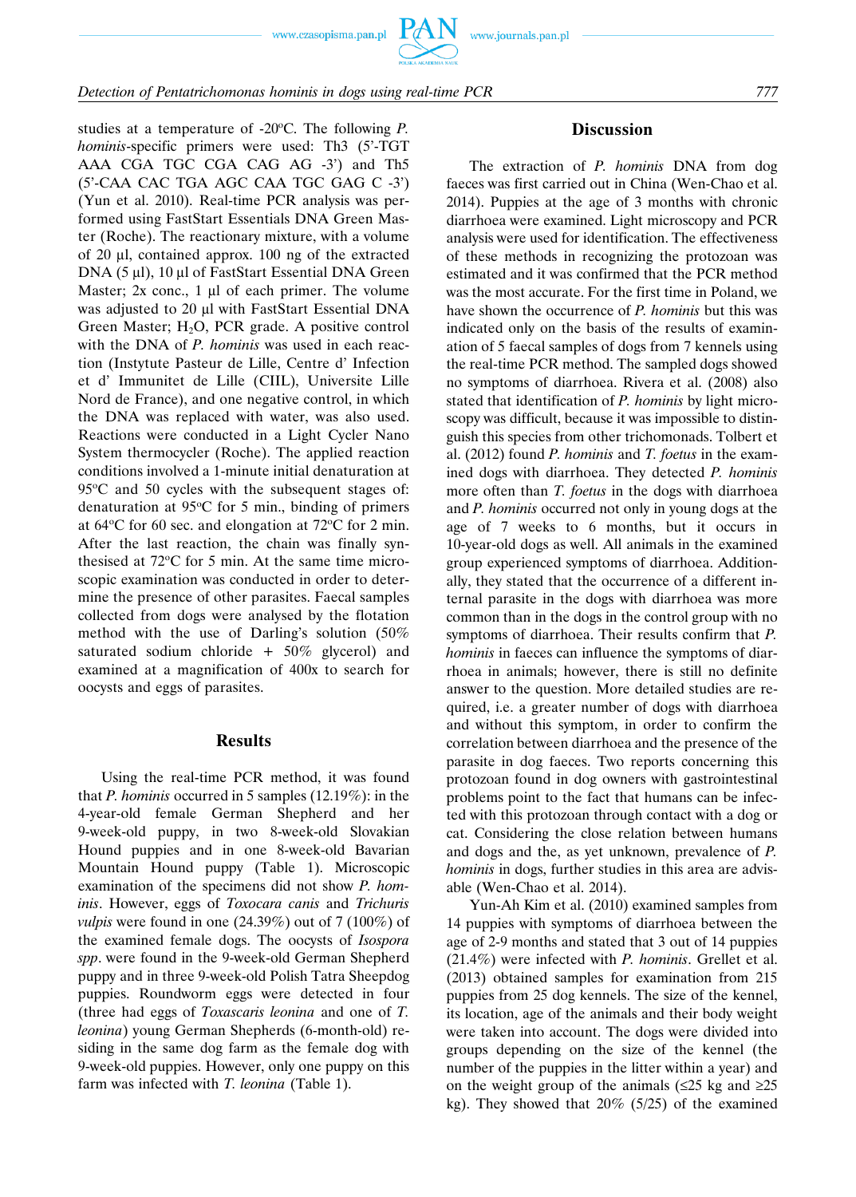studies at a temperature of -20°C. The following *P. hominis*-specific primers were used: Th3 (5'-TGT AAA CGA TGC CGA CAG AG -3') and Th5 (5'-CAA CAC TGA AGC CAA TGC GAG C -3') (Yun et al. 2010). Real-time PCR analysis was performed using FastStart Essentials DNA Green Master (Roche). The reactionary mixture, with a volume of 20 µl, contained approx. 100 ng of the extracted DNA (5 µl), 10 µl of FastStart Essential DNA Green Master; 2x conc., 1 µl of each primer. The volume was adjusted to 20 µl with FastStart Essential DNA Green Master; $H_2O$, PCR grade. A positive control with the DNA of *P. hominis* was used in each reaction (Instytute Pasteur de Lille, Centre d' Infection et d' Immunitet de Lille (CIIL), Universite Lille Nord de France), and one negative control, in which the DNA was replaced with water, was also used. Reactions were conducted in a Light Cycler Nano System thermocycler (Roche). The applied reaction conditions involved a 1-minute initial denaturation at 95°C and 50 cycles with the subsequent stages of: denaturation at 95°C for 5 min., binding of primers at 64°C for 60 sec. and elongation at 72°C for 2 min. After the last reaction, the chain was finally synthesised at 72°C for 5 min. At the same time microscopic examination was conducted in order to determine the presence of other parasites. Faecal samples collected from dogs were analysed by the flotation method with the use of Darling's solution (50% saturated sodium chloride + 50% glycerol) and examined at a magnification of 400x to search for oocysts and eggs of parasites.

## Results

Using the real-time PCR method, it was found that *P. hominis* occurred in 5 samples (12.19%): in the 4-year-old female German Shepherd and her 9-week-old puppy, in two 8-week-old Slovakian Hound puppies and in one 8-week-old Bavarian Mountain Hound puppy (Table 1). Microscopic examination of the specimens did not show *P. hominis*. However, eggs of *Toxocara canis* and *Trichuris vulpis* were found in one (24.39%) out of 7 (100%) of the examined female dogs. The oocysts of *Isospora spp*. were found in the 9-week-old German Shepherd puppy and in three 9-week-old Polish Tatra Sheepdog puppies. Roundworm eggs were detected in four (three had eggs of *Toxascaris leonina* and one of *T. leonina*) young German Shepherds (6-month-old) residing in the same dog farm as the female dog with 9-week-old puppies. However, only one puppy on this farm was infected with *T. leonina* (Table 1).

## Discussion

The extraction of *P. hominis* DNA from dog faeces was first carried out in China (Wen-Chao et al. 2014). Puppies at the age of 3 months with chronic diarrhoea were examined. Light microscopy and PCR analysis were used for identification. The effectiveness of these methods in recognizing the protozoan was estimated and it was confirmed that the PCR method was the most accurate. For the first time in Poland, we have shown the occurrence of *P. hominis* but this was indicated only on the basis of the results of examination of 5 faecal samples of dogs from 7 kennels using the real-time PCR method. The sampled dogs showed no symptoms of diarrhoea. Rivera et al. (2008) also stated that identification of *P. hominis* by light microscopy was difficult, because it was impossible to distinguish this species from other trichomonads. Tolbert et al. (2012) found *P. hominis* and *T. foetus* in the examined dogs with diarrhoea. They detected *P. hominis* more often than *T. foetus* in the dogs with diarrhoea and *P. hominis* occurred not only in young dogs at the age of 7 weeks to 6 months, but it occurs in 10-year-old dogs as well. All animals in the examined group experienced symptoms of diarrhoea. Additionally, they stated that the occurrence of a different internal parasite in the dogs with diarrhoea was more common than in the dogs in the control group with no symptoms of diarrhoea. Their results confirm that *P. hominis* in faeces can influence the symptoms of diarrhoea in animals; however, there is still no definite answer to the question. More detailed studies are required, i.e. a greater number of dogs with diarrhoea and without this symptom, in order to confirm the correlation between diarrhoea and the presence of the parasite in dog faeces. Two reports concerning this protozoan found in dog owners with gastrointestinal problems point to the fact that humans can be infected with this protozoan through contact with a dog or cat. Considering the close relation between humans and dogs and the, as yet unknown, prevalence of *P. hominis* in dogs, further studies in this area are advisable (Wen-Chao et al. 2014).

Yun-Ah Kim et al. (2010) examined samples from 14 puppies with symptoms of diarrhoea between the age of 2-9 months and stated that 3 out of 14 puppies (21.4%) were infected with *P. hominis*. Grellet et al. (2013) obtained samples for examination from 215 puppies from 25 dog kennels. The size of the kennel, its location, age of the animals and their body weight were taken into account. The dogs were divided into groups depending on the size of the kennel (the number of the puppies in the litter within a year) and on the weight group of the animals (≤25 kg and ≥25 kg). They showed that 20% (5/25) of the examined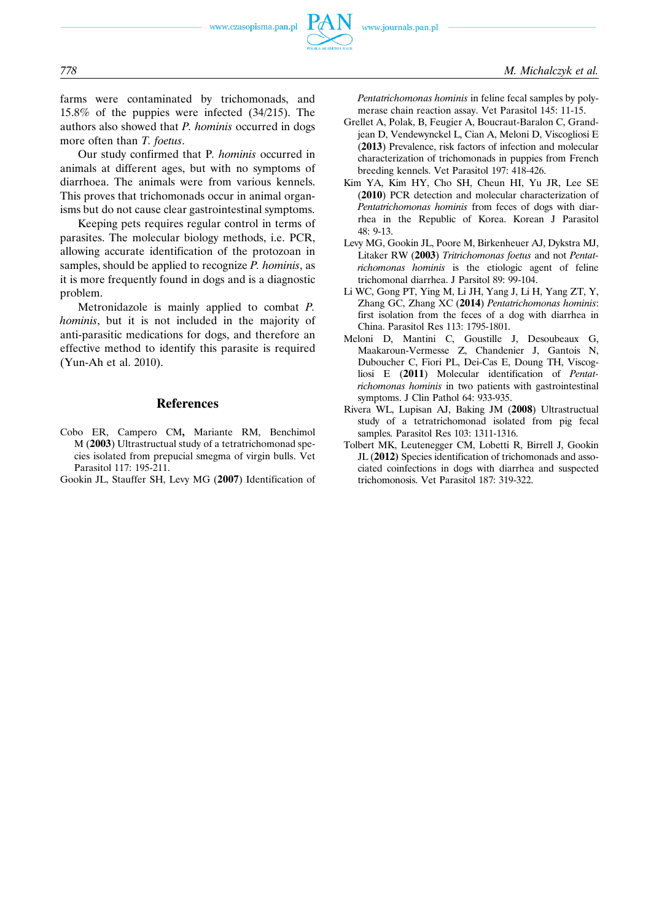farms were contaminated by trichomonads, and 15.8% of the puppies were infected (34/215). The authors also showed that *P. hominis* occurred in dogs more often than *T. foetus*.

Our study confirmed that P. *hominis* occurred in animals at different ages, but with no symptoms of diarrhoea. The animals were from various kennels. This proves that trichomonads occur in animal organisms but do not cause clear gastrointestinal symptoms.

Keeping pets requires regular control in terms of parasites. The molecular biology methods, i.e. PCR, allowing accurate identification of the protozoan in samples, should be applied to recognize *P. hominis*, as it is more frequently found in dogs and is a diagnostic problem.

Metronidazole is mainly applied to combat *P. hominis*, but it is not included in the majority of anti-parasitic medications for dogs, and therefore an effective method to identify this parasite is required (Yun-Ah et al. 2010).

## References

Cobo ER, Campero CM**,** Mariante RM, Benchimol M (**2003**) Ultrastructural study of a tetratrichomonad species isolated from prepucial smegma of virgin bulls. Vet Parasitol 117: 195-211.

Gookin JL, Stauffer SH, Levy MG (**2007**) Identification of *Pentatrichomonas hominis* in feline fecal samples by polymerase chain reaction assay. Vet Parasitol 145: 11-15.

Grellet A, Polak, B, Feugier A, Boucraut-Baralon C, Grandjean D, Vendewynckel L, Cian A, Meloni D, Viscogliosi E (**2013**) Prevalence, risk factors of infection and molecular characterization of trichomonads in puppies from French breeding kennels. Vet Parasitol 197: 418-426.

Kim YA, Kim HY, Cho SH, Cheun HI, Yu JR, Lee SE (**2010**) PCR detection and molecular characterization of *Pentatrichomonas hominis* from feces of dogs with diarrhea in the Republic of Korea. Korean J Parasitol 48: 9-13.

Levy MG, Gookin JL, Poore M, Birkenheuer AJ, Dykstra MJ, Litaker RW (**2003**) *Tritrichomonas foetus* and not *Pentatrichomonas hominis* is the etiologic agent of feline trichomonal diarrhea. J Parsitol 89: 99-104.

Li WC, Gong PT, Ying M, Li JH, Yang J, Li H, Yang ZT, Y, Zhang GC, Zhang XC (**2014**) *Pentatrichomonas hominis*: first isolation from the feces of a dog with diarrhea in China. Parasitol Res 113: 1795-1801.

Meloni D, Mantini C, Goustille J, Desoubeaux G, Maakaroun-Vermesse Z, Chandenier J, Gantois N, Duboucher C, Fiori PL, Dei-Cas E, Doung TH, Viscogliosi E (**2011**) Molecular identification of *Pentatrichomonas hominis* in two patients with gastrointestinal symptoms. J Clin Pathol 64: 933-935.

Rivera WL, Lupisan AJ, Baking JM (**2008**) Ultrastructual study of a tetratrichomonad isolated from pig fecal samples. Parasitol Res 103: 1311-1316.

Tolbert MK, Leutenegger CM, Lobetti R, Birrell J, Gookin JL (**2012**) Species identification of trichomonads and associated coinfections in dogs with diarrhea and suspected trichomonosis. Vet Parasitol 187: 319-322.